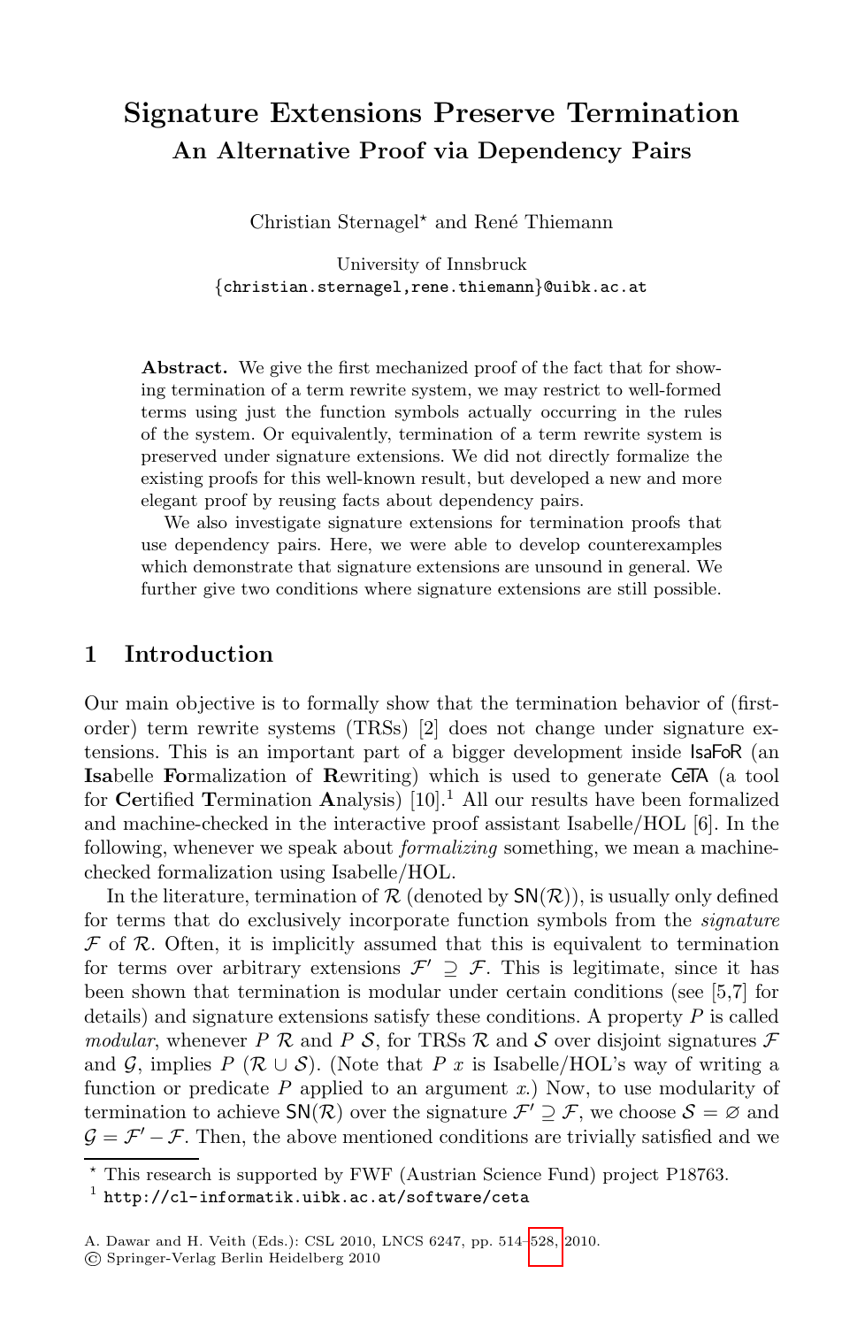# Signature Extensions Preserve Termination

## An Alternative Proof via Dependency Pairs

Christian Sternagel* and René Thiemann

University of Innsbruck
{christian.sternagel,rene.thiemann}@uibk.ac.at

**Abstract.** We give the first mechanized proof of the fact that for showing termination of a term rewrite system, we may restrict to well-formed terms using just the function symbols actually occurring in the rules of the system. Or equivalently, termination of a term rewrite system is preserved under signature extensions. We did not directly formalize the existing proofs for this well-known result, but developed a new and more elegant proof by reusing facts about dependency pairs.

We also investigate signature extensions for termination proofs that use dependency pairs. Here, we were able to develop counterexamples which demonstrate that signature extensions are unsound in general. We further give two conditions where signature extensions are still possible.

## 1 Introduction

Our main objective is to formally show that the termination behavior of (first-order) term rewrite systems (TRSs) [2] does not change under signature extensions. This is an important part of a bigger development inside IsaFoR (an **Isa**belle **Fo**rmalization of **R**ewriting) which is used to generate CeTA (a tool for **Ce**rtified **T**ermination **A**nalysis) [10].[1] All our results have been formalized and machine-checked in the interactive proof assistant Isabelle/HOL [6]. In the following, whenever we speak about *formalizing* something, we mean a machine-checked formalization using Isabelle/HOL.

In the literature, termination of $\mathcal{R}$ (denoted by $\mathsf{SN}(\mathcal{R})$), is usually only defined for terms that do exclusively incorporate function symbols from the *signature* $\mathcal{F}$ of $\mathcal{R}$. Often, it is implicitly assumed that this is equivalent to termination for terms over arbitrary extensions $\mathcal{F}' \supseteq \mathcal{F}$. This is legitimate, since it has been shown that termination is modular under certain conditions (see [5,7] for details) and signature extensions satisfy these conditions. A property $P$ is called *modular*, whenever $P\ \mathcal{R}$ and $P\ \mathcal{S}$, for TRSs $\mathcal{R}$ and $\mathcal{S}$ over disjoint signatures $\mathcal{F}$ and $\mathcal{G}$, implies $P\ (\mathcal{R} \cup \mathcal{S})$. (Note that $P\ x$ is Isabelle/HOL's way of writing a function or predicate $P$ applied to an argument $x$.) Now, to use modularity of termination to achieve $\mathsf{SN}(\mathcal{R})$ over the signature $\mathcal{F}' \supseteq \mathcal{F}$, we choose $\mathcal{S} = \varnothing$ and $\mathcal{G} = \mathcal{F}' - \mathcal{F}$. Then, the above mentioned conditions are trivially satisfied and we

---

* This research is supported by FWF (Austrian Science Fund) project P18763.

[1] http://cl-informatik.uibk.ac.at/software/ceta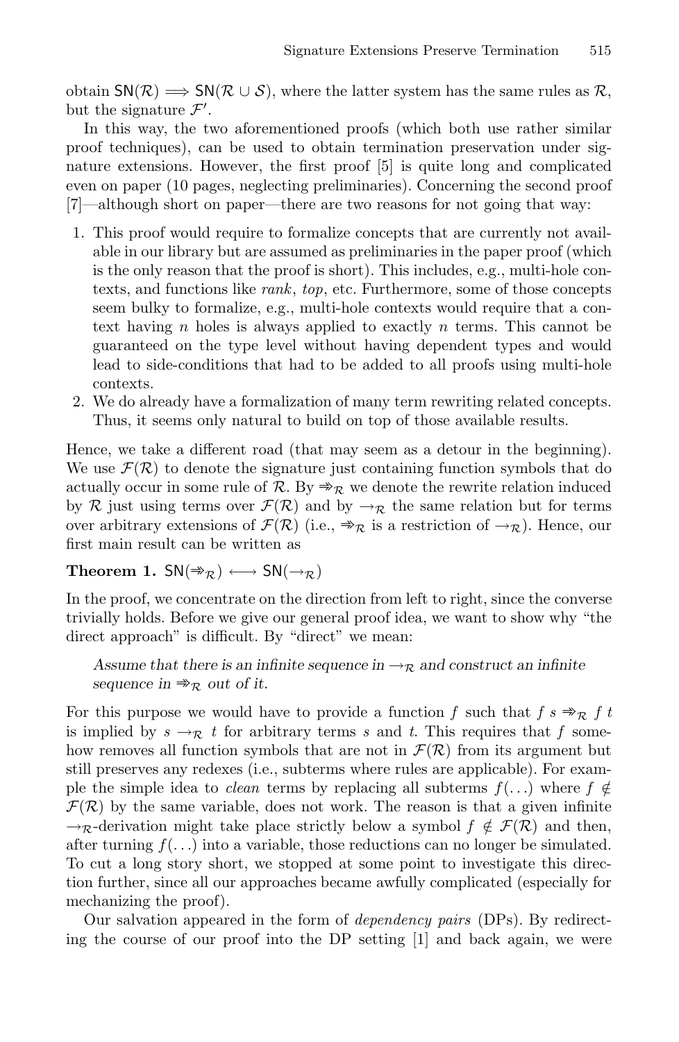obtain $\mathsf{SN}(\mathcal{R}) \Longrightarrow \mathsf{SN}(\mathcal{R} \cup \mathcal{S})$, where the latter system has the same rules as $\mathcal{R}$, but the signature $\mathcal{F}'$.

In this way, the two aforementioned proofs (which both use rather similar proof techniques), can be used to obtain termination preservation under signature extensions. However, the first proof [5] is quite long and complicated even on paper (10 pages, neglecting preliminaries). Concerning the second proof [7]—although short on paper—there are two reasons for not going that way:

1. This proof would require to formalize concepts that are currently not available in our library but are assumed as preliminaries in the paper proof (which is the only reason that the proof is short). This includes, e.g., multi-hole contexts, and functions like *rank*, *top*, etc. Furthermore, some of those concepts seem bulky to formalize, e.g., multi-hole contexts would require that a context having $n$ holes is always applied to exactly $n$ terms. This cannot be guaranteed on the type level without having dependent types and would lead to side-conditions that had to be added to all proofs using multi-hole contexts.
2. We do already have a formalization of many term rewriting related concepts. Thus, it seems only natural to build on top of those available results.

Hence, we take a different road (that may seem as a detour in the beginning). We use $\mathcal{F}(\mathcal{R})$ to denote the signature just containing function symbols that do actually occur in some rule of $\mathcal{R}$. By $\twoheadrightarrow_{\mathcal{R}}$ we denote the rewrite relation induced by $\mathcal{R}$ just using terms over $\mathcal{F}(\mathcal{R})$ and by $\rightarrow_{\mathcal{R}}$ the same relation but for terms over arbitrary extensions of $\mathcal{F}(\mathcal{R})$ (i.e., $\twoheadrightarrow_{\mathcal{R}}$ is a restriction of $\rightarrow_{\mathcal{R}}$). Hence, our first main result can be written as

**Theorem 1.** $\mathsf{SN}(\twoheadrightarrow_{\mathcal{R}}) \longleftrightarrow \mathsf{SN}(\rightarrow_{\mathcal{R}})$

In the proof, we concentrate on the direction from left to right, since the converse trivially holds. Before we give our general proof idea, we want to show why "the direct approach" is difficult. By "direct" we mean:

> *Assume that there is an infinite sequence in $\rightarrow_{\mathcal{R}}$ and construct an infinite sequence in $\twoheadrightarrow_{\mathcal{R}}$ out of it.*

For this purpose we would have to provide a function $f$ such that $f\ s \twoheadrightarrow_{\mathcal{R}} f\ t$ is implied by $s \rightarrow_{\mathcal{R}} t$ for arbitrary terms $s$ and $t$. This requires that $f$ somehow removes all function symbols that are not in $\mathcal{F}(\mathcal{R})$ from its argument but still preserves any redexes (i.e., subterms where rules are applicable). For example the simple idea to *clean* terms by replacing all subterms $f(\ldots)$ where $f \notin \mathcal{F}(\mathcal{R})$ by the same variable, does not work. The reason is that a given infinite $\rightarrow_{\mathcal{R}}$-derivation might take place strictly below a symbol $f \notin \mathcal{F}(\mathcal{R})$ and then, after turning $f(\ldots)$ into a variable, those reductions can no longer be simulated. To cut a long story short, we stopped at some point to investigate this direction further, since all our approaches became awfully complicated (especially for mechanizing the proof).

Our salvation appeared in the form of *dependency pairs* (DPs). By redirecting the course of our proof into the DP setting [1] and back again, we were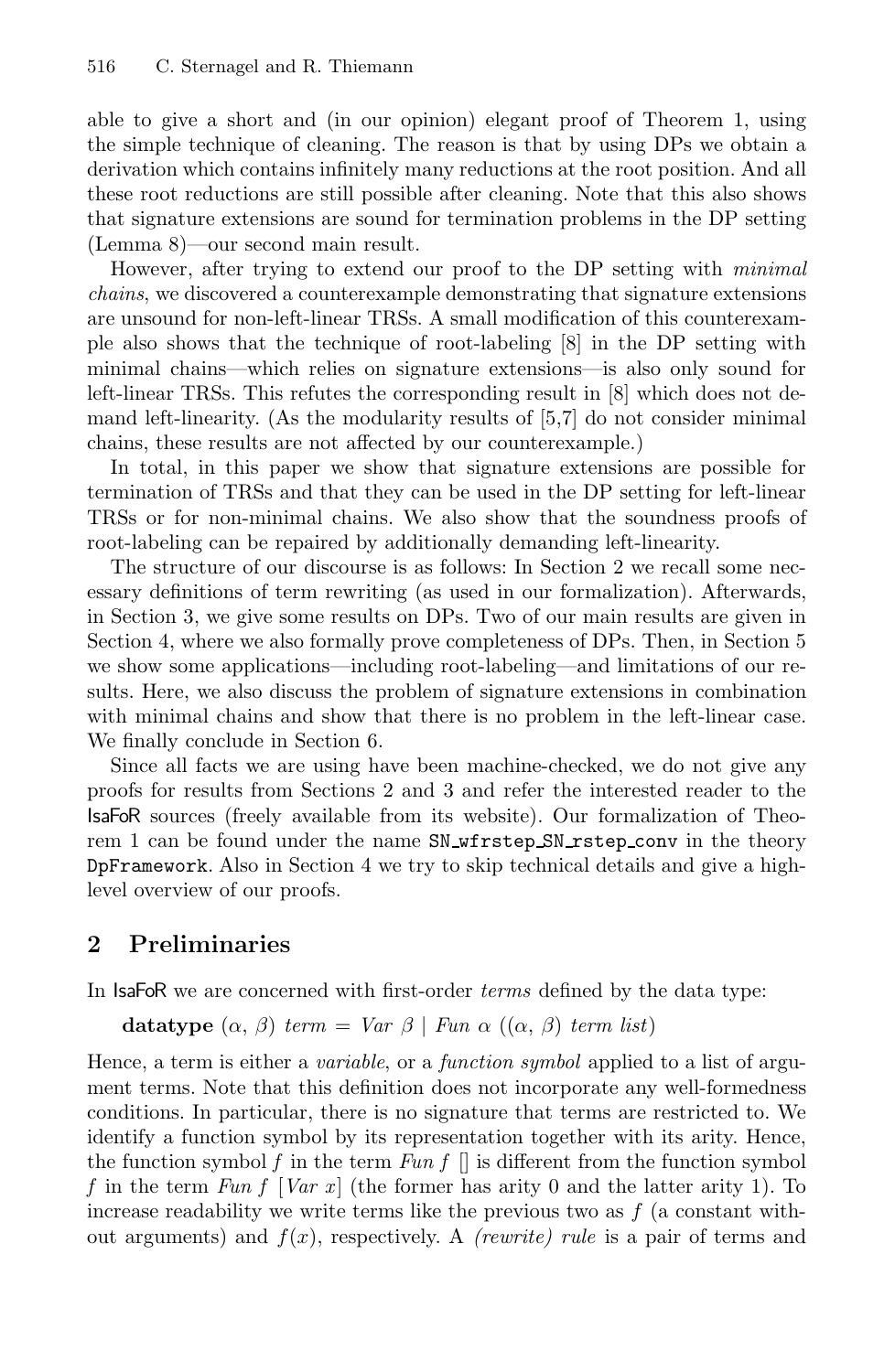able to give a short and (in our opinion) elegant proof of Theorem 1, using the simple technique of cleaning. The reason is that by using DPs we obtain a derivation which contains infinitely many reductions at the root position. And all these root reductions are still possible after cleaning. Note that this also shows that signature extensions are sound for termination problems in the DP setting (Lemma 8)—our second main result.

However, after trying to extend our proof to the DP setting with *minimal chains*, we discovered a counterexample demonstrating that signature extensions are unsound for non-left-linear TRSs. A small modification of this counterexample also shows that the technique of root-labeling [8] in the DP setting with minimal chains—which relies on signature extensions—is also only sound for left-linear TRSs. This refutes the corresponding result in [8] which does not demand left-linearity. (As the modularity results of [5,7] do not consider minimal chains, these results are not affected by our counterexample.)

In total, in this paper we show that signature extensions are possible for termination of TRSs and that they can be used in the DP setting for left-linear TRSs or for non-minimal chains. We also show that the soundness proofs of root-labeling can be repaired by additionally demanding left-linearity.

The structure of our discourse is as follows: In Section 2 we recall some necessary definitions of term rewriting (as used in our formalization). Afterwards, in Section 3, we give some results on DPs. Two of our main results are given in Section 4, where we also formally prove completeness of DPs. Then, in Section 5 we show some applications—including root-labeling—and limitations of our results. Here, we also discuss the problem of signature extensions in combination with minimal chains and show that there is no problem in the left-linear case. We finally conclude in Section 6.

Since all facts we are using have been machine-checked, we do not give any proofs for results from Sections 2 and 3 and refer the interested reader to the IsaFoR sources (freely available from its website). Our formalization of Theorem 1 can be found under the name `SN_wfrstep_SN_rstep_conv` in the theory `DpFramework`. Also in Section 4 we try to skip technical details and give a high-level overview of our proofs.

## 2 Preliminaries

In IsaFoR we are concerned with first-order *terms* defined by the data type:

**datatype** $(\alpha, \beta)$ *term* = *Var* $\beta$ | *Fun* $\alpha$ $((\alpha, \beta)$ *term list*$)$

Hence, a term is either a *variable*, or a *function symbol* applied to a list of argument terms. Note that this definition does not incorporate any well-formedness conditions. In particular, there is no signature that terms are restricted to. We identify a function symbol by its representation together with its arity. Hence, the function symbol $f$ in the term *Fun* $f$ [] is different from the function symbol $f$ in the term *Fun* $f$ [*Var* $x$] (the former has arity 0 and the latter arity 1). To increase readability we write terms like the previous two as $f$ (a constant without arguments) and $f(x)$, respectively. A *(rewrite) rule* is a pair of terms and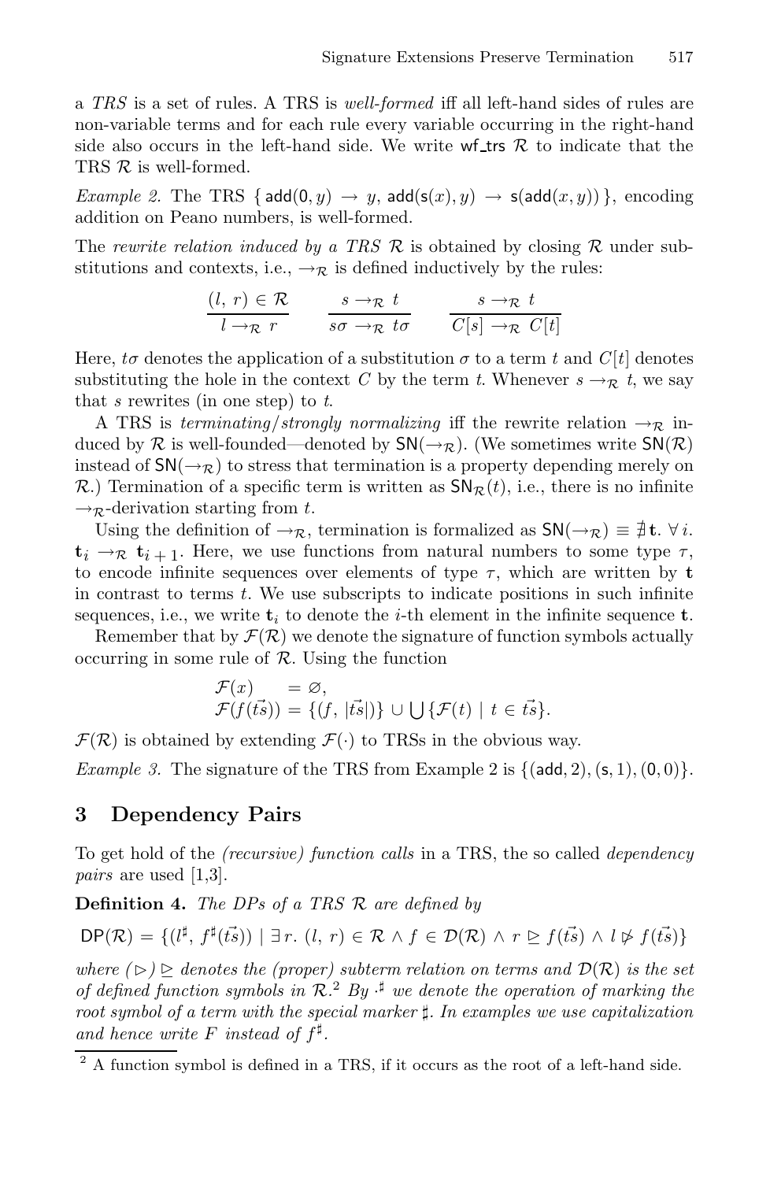a *TRS* is a set of rules. A TRS is *well-formed* iff all left-hand sides of rules are non-variable terms and for each rule every variable occurring in the right-hand side also occurs in the left-hand side. We write $\mathsf{wf\_trs}\ \mathcal{R}$ to indicate that the TRS $\mathcal{R}$ is well-formed.

*Example 2.* The TRS $\{\, \mathsf{add}(\mathsf{0}, y) \to y,\ \mathsf{add}(\mathsf{s}(x), y) \to \mathsf{s}(\mathsf{add}(x, y))\,\}$, encoding addition on Peano numbers, is well-formed.

The *rewrite relation induced by a TRS* $\mathcal{R}$ is obtained by closing $\mathcal{R}$ under substitutions and contexts, i.e., $\to_{\mathcal{R}}$ is defined inductively by the rules:

$$\frac{(l,\ r) \in \mathcal{R}}{l \to_{\mathcal{R}} r} \qquad \frac{s \to_{\mathcal{R}} t}{s\sigma \to_{\mathcal{R}} t\sigma} \qquad \frac{s \to_{\mathcal{R}} t}{C[s] \to_{\mathcal{R}} C[t]}$$

Here, $t\sigma$ denotes the application of a substitution $\sigma$ to a term $t$ and $C[t]$ denotes substituting the hole in the context $C$ by the term $t$. Whenever $s \to_{\mathcal{R}} t$, we say that $s$ rewrites (in one step) to $t$.

A TRS is *terminating/strongly normalizing* iff the rewrite relation $\to_{\mathcal{R}}$ induced by $\mathcal{R}$ is well-founded—denoted by $\mathsf{SN}(\to_{\mathcal{R}})$. (We sometimes write $\mathsf{SN}(\mathcal{R})$ instead of $\mathsf{SN}(\to_{\mathcal{R}})$ to stress that termination is a property depending merely on $\mathcal{R}$.) Termination of a specific term is written as $\mathsf{SN}_{\mathcal{R}}(t)$, i.e., there is no infinite $\to_{\mathcal{R}}$-derivation starting from $t$.

Using the definition of $\to_{\mathcal{R}}$, termination is formalized as $\mathsf{SN}(\to_{\mathcal{R}}) \equiv \nexists \mathbf{t}.\ \forall\, i.\ \mathbf{t}_i \to_{\mathcal{R}} \mathbf{t}_{i\,+\,1}$. Here, we use functions from natural numbers to some type $\tau$, to encode infinite sequences over elements of type $\tau$, which are written by $\mathbf{t}$ in contrast to terms $t$. We use subscripts to indicate positions in such infinite sequences, i.e., we write $\mathbf{t}_i$ to denote the $i$-th element in the infinite sequence $\mathbf{t}$.

Remember that by $\mathcal{F}(\mathcal{R})$ we denote the signature of function symbols actually occurring in some rule of $\mathcal{R}$. Using the function

$$\begin{aligned} \mathcal{F}(x) \quad\ &= \varnothing, \\ \mathcal{F}(f(\vec{ts})) &= \{(f,\ |\vec{ts}|)\} \cup \bigcup\{\mathcal{F}(t) \mid t \in \vec{ts}\}. \end{aligned}$$

$\mathcal{F}(\mathcal{R})$ is obtained by extending $\mathcal{F}(\cdot)$ to TRSs in the obvious way.

*Example 3.* The signature of the TRS from Example 2 is $\{(\mathsf{add}, 2), (\mathsf{s}, 1), (\mathsf{0}, 0)\}$.

## 3 Dependency Pairs

To get hold of the *(recursive) function calls* in a TRS, the so called *dependency pairs* are used [1,3].

**Definition 4.** *The DPs of a TRS $\mathcal{R}$ are defined by*

$$\mathsf{DP}(\mathcal{R}) = \{(l^\sharp,\ f^\sharp(\vec{ts})) \mid \exists\, r.\ (l,\ r) \in \mathcal{R} \wedge f \in \mathcal{D}(\mathcal{R}) \wedge r \trianglerighteq f(\vec{ts}) \wedge l \not\triangleright f(\vec{ts})\}$$

*where $(\triangleright)\ \trianglerighteq$ denotes the (proper) subterm relation on terms and $\mathcal{D}(\mathcal{R})$ is the set of defined function symbols in $\mathcal{R}$.*[2] *By $\cdot^\sharp$ we denote the operation of marking the root symbol of a term with the special marker $\sharp$. In examples we use capitalization and hence write $F$ instead of $f^\sharp$.*

[2] A function symbol is defined in a TRS, if it occurs as the root of a left-hand side.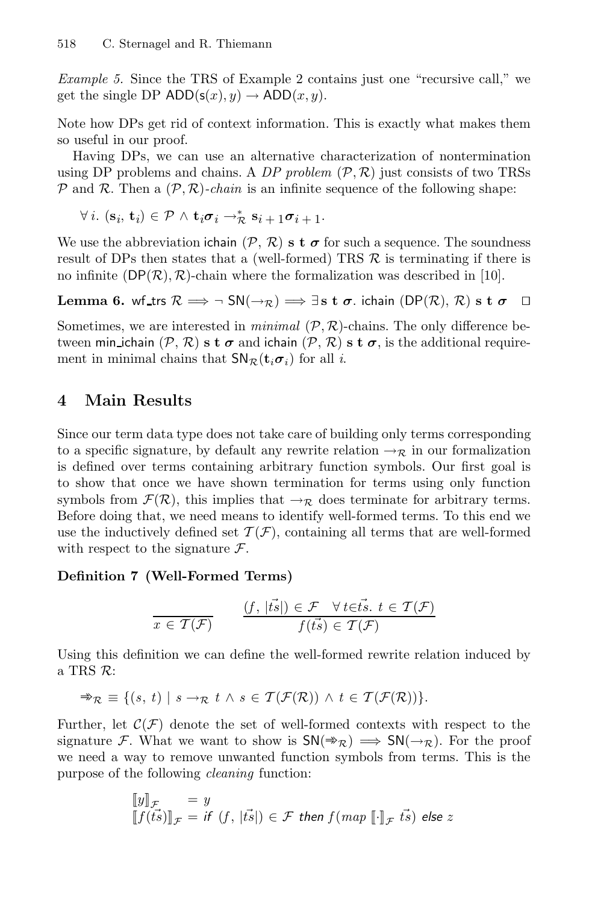*Example 5.* Since the TRS of Example 2 contains just one "recursive call," we get the single DP $\mathsf{ADD}(\mathsf{s}(x), y) \to \mathsf{ADD}(x, y)$.

Note how DPs get rid of context information. This is exactly what makes them so useful in our proof.

Having DPs, we can use an alternative characterization of nontermination using DP problems and chains. A *DP problem* $(\mathcal{P}, \mathcal{R})$ just consists of two TRSs $\mathcal{P}$ and $\mathcal{R}$. Then a $(\mathcal{P}, \mathcal{R})$-*chain* is an infinite sequence of the following shape:

$$\forall\, i.\ (\mathbf{s}_i,\, \mathbf{t}_i) \in \mathcal{P} \wedge \mathbf{t}_i\boldsymbol{\sigma}_i \to_{\mathcal{R}}^{*} \mathbf{s}_{i\,+\,1}\boldsymbol{\sigma}_{i\,+\,1}.$$

We use the abbreviation $\mathsf{ichain}\ (\mathcal{P},\ \mathcal{R})\ \mathbf{s}\ \mathbf{t}\ \boldsymbol{\sigma}$ for such a sequence. The soundness result of DPs then states that a (well-formed) TRS $\mathcal{R}$ is terminating if there is no infinite $(\mathsf{DP}(\mathcal{R}), \mathcal{R})$-chain where the formalization was described in [10].

**Lemma 6.** $\mathsf{wf\_trs}\ \mathcal{R} \Longrightarrow \neg\ \mathsf{SN}(\to_{\mathcal{R}}) \Longrightarrow \exists\, \mathbf{s}\ \mathbf{t}\ \boldsymbol{\sigma}.\ \mathsf{ichain}\ (\mathsf{DP}(\mathcal{R}),\ \mathcal{R})\ \mathbf{s}\ \mathbf{t}\ \boldsymbol{\sigma}$ □

Sometimes, we are interested in *minimal* $(\mathcal{P}, \mathcal{R})$-chains. The only difference between $\mathsf{min\_ichain}\ (\mathcal{P},\ \mathcal{R})\ \mathbf{s}\ \mathbf{t}\ \boldsymbol{\sigma}$ and $\mathsf{ichain}\ (\mathcal{P},\ \mathcal{R})\ \mathbf{s}\ \mathbf{t}\ \boldsymbol{\sigma}$, is the additional requirement in minimal chains that $\mathsf{SN}_{\mathcal{R}}(\mathbf{t}_i\boldsymbol{\sigma}_i)$ for all $i$.

## 4 Main Results

Since our term data type does not take care of building only terms corresponding to a specific signature, by default any rewrite relation $\to_{\mathcal{R}}$ in our formalization is defined over terms containing arbitrary function symbols. Our first goal is to show that once we have shown termination for terms using only function symbols from $\mathcal{F}(\mathcal{R})$, this implies that $\to_{\mathcal{R}}$ does terminate for arbitrary terms. Before doing that, we need means to identify well-formed terms. To this end we use the inductively defined set $\mathcal{T}(\mathcal{F})$, containing all terms that are well-formed with respect to the signature $\mathcal{F}$.

**Definition 7 (Well-Formed Terms)**

$$\frac{}{x \in \mathcal{T}(\mathcal{F})} \qquad \frac{(f,\ |\vec{ts}|) \in \mathcal{F} \quad \forall\, t{\in}\vec{ts}.\ t \in \mathcal{T}(\mathcal{F})}{f(\vec{ts}) \in \mathcal{T}(\mathcal{F})}$$

Using this definition we can define the well-formed rewrite relation induced by a TRS $\mathcal{R}$:

$$\Rrightarrow_{\mathcal{R}} \equiv \{(s,\ t) \mid s \to_{\mathcal{R}} t \wedge s \in \mathcal{T}(\mathcal{F}(\mathcal{R})) \wedge t \in \mathcal{T}(\mathcal{F}(\mathcal{R}))\}.$$

Further, let $\mathcal{C}(\mathcal{F})$ denote the set of well-formed contexts with respect to the signature $\mathcal{F}$. What we want to show is $\mathsf{SN}(\Rrightarrow_{\mathcal{R}}) \Longrightarrow \mathsf{SN}(\to_{\mathcal{R}})$. For the proof we need a way to remove unwanted function symbols from terms. This is the purpose of the following *cleaning* function:

$$\begin{aligned}
[\![y]\!]_{\mathcal{F}} &= y \\
[\![f(\vec{ts})]\!]_{\mathcal{F}} &= \textsf{\textit{if}}\ (f,\ |\vec{ts}|) \in \mathcal{F}\ \textsf{\textit{then}}\ f(\textit{map}\ [\![\cdot]\!]_{\mathcal{F}}\ \vec{ts})\ \textsf{\textit{else}}\ z
\end{aligned}$$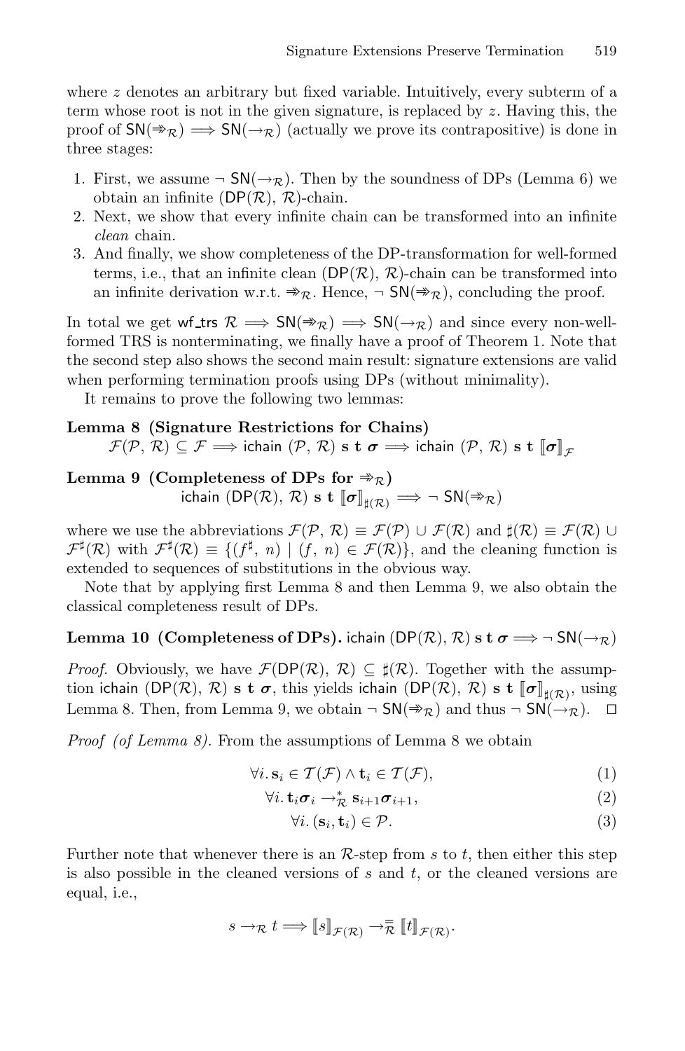where $z$ denotes an arbitrary but fixed variable. Intuitively, every subterm of a term whose root is not in the given signature, is replaced by $z$. Having this, the proof of $\mathsf{SN}(\Rrightarrow_{\mathcal{R}}) \Longrightarrow \mathsf{SN}(\rightarrow_{\mathcal{R}})$ (actually we prove its contrapositive) is done in three stages:

1. First, we assume $\neg\ \mathsf{SN}(\rightarrow_{\mathcal{R}})$. Then by the soundness of DPs (Lemma 6) we obtain an infinite $(\mathsf{DP}(\mathcal{R}),\ \mathcal{R})$-chain.
2. Next, we show that every infinite chain can be transformed into an infinite *clean* chain.
3. And finally, we show completeness of the DP-transformation for well-formed terms, i.e., that an infinite clean $(\mathsf{DP}(\mathcal{R}),\ \mathcal{R})$-chain can be transformed into an infinite derivation w.r.t. $\Rrightarrow_{\mathcal{R}}$. Hence, $\neg\ \mathsf{SN}(\Rrightarrow_{\mathcal{R}})$, concluding the proof.

In total we get $\mathsf{wf\_trs}\ \mathcal{R} \Longrightarrow \mathsf{SN}(\Rrightarrow_{\mathcal{R}}) \Longrightarrow \mathsf{SN}(\rightarrow_{\mathcal{R}})$ and since every non-well-formed TRS is nonterminating, we finally have a proof of Theorem 1. Note that the second step also shows the second main result: signature extensions are valid when performing termination proofs using DPs (without minimality).

It remains to prove the following two lemmas:

**Lemma 8 (Signature Restrictions for Chains)**
$\mathcal{F}(\mathcal{P},\ \mathcal{R}) \subseteq \mathcal{F} \Longrightarrow \mathsf{ichain}\ (\mathcal{P},\ \mathcal{R})\ \mathbf{s}\ \mathbf{t}\ \boldsymbol{\sigma} \Longrightarrow \mathsf{ichain}\ (\mathcal{P},\ \mathcal{R})\ \mathbf{s}\ \mathbf{t}\ [\![\boldsymbol{\sigma}]\!]_{\mathcal{F}}$

**Lemma 9 (Completeness of DPs for $\Rrightarrow_{\mathcal{R}}$)**
$\mathsf{ichain}\ (\mathsf{DP}(\mathcal{R}),\ \mathcal{R})\ \mathbf{s}\ \mathbf{t}\ [\![\boldsymbol{\sigma}]\!]_{\sharp(\mathcal{R})} \Longrightarrow \neg\ \mathsf{SN}(\Rrightarrow_{\mathcal{R}})$

where we use the abbreviations $\mathcal{F}(\mathcal{P},\ \mathcal{R}) \equiv \mathcal{F}(\mathcal{P}) \cup \mathcal{F}(\mathcal{R})$ and $\sharp(\mathcal{R}) \equiv \mathcal{F}(\mathcal{R}) \cup \mathcal{F}^{\sharp}(\mathcal{R})$ with $\mathcal{F}^{\sharp}(\mathcal{R}) \equiv \{(f^{\sharp},\ n) \mid (f,\ n) \in \mathcal{F}(\mathcal{R})\}$, and the cleaning function is extended to sequences of substitutions in the obvious way.

Note that by applying first Lemma 8 and then Lemma 9, we also obtain the classical completeness result of DPs.

**Lemma 10 (Completeness of DPs).** $\mathsf{ichain}\ (\mathsf{DP}(\mathcal{R}),\ \mathcal{R})\ \mathbf{s}\ \mathbf{t}\ \boldsymbol{\sigma} \Longrightarrow \neg\ \mathsf{SN}(\rightarrow_{\mathcal{R}})$

*Proof.* Obviously, we have $\mathcal{F}(\mathsf{DP}(\mathcal{R}),\ \mathcal{R}) \subseteq \sharp(\mathcal{R})$. Together with the assumption $\mathsf{ichain}\ (\mathsf{DP}(\mathcal{R}),\ \mathcal{R})\ \mathbf{s}\ \mathbf{t}\ \boldsymbol{\sigma}$, this yields $\mathsf{ichain}\ (\mathsf{DP}(\mathcal{R}),\ \mathcal{R})\ \mathbf{s}\ \mathbf{t}\ [\![\boldsymbol{\sigma}]\!]_{\sharp(\mathcal{R})}$, using Lemma 8. Then, from Lemma 9, we obtain $\neg\ \mathsf{SN}(\Rrightarrow_{\mathcal{R}})$ and thus $\neg\ \mathsf{SN}(\rightarrow_{\mathcal{R}})$. $\square$

*Proof (of Lemma 8).* From the assumptions of Lemma 8 we obtain

$$\forall i.\ \mathbf{s}_i \in \mathcal{T}(\mathcal{F}) \wedge \mathbf{t}_i \in \mathcal{T}(\mathcal{F}), \tag{1}$$

$$\forall i.\ \mathbf{t}_i \boldsymbol{\sigma}_i \rightarrow^*_{\mathcal{R}} \mathbf{s}_{i+1} \boldsymbol{\sigma}_{i+1}, \tag{2}$$

$$\forall i.\ (\mathbf{s}_i, \mathbf{t}_i) \in \mathcal{P}. \tag{3}$$

Further note that whenever there is an $\mathcal{R}$-step from $s$ to $t$, then either this step is also possible in the cleaned versions of $s$ and $t$, or the cleaned versions are equal, i.e.,

$$s \rightarrow_{\mathcal{R}} t \Longrightarrow [\![s]\!]_{\mathcal{F}(\mathcal{R})} \rightarrow^{=}_{\mathcal{R}} [\![t]\!]_{\mathcal{F}(\mathcal{R})}.$$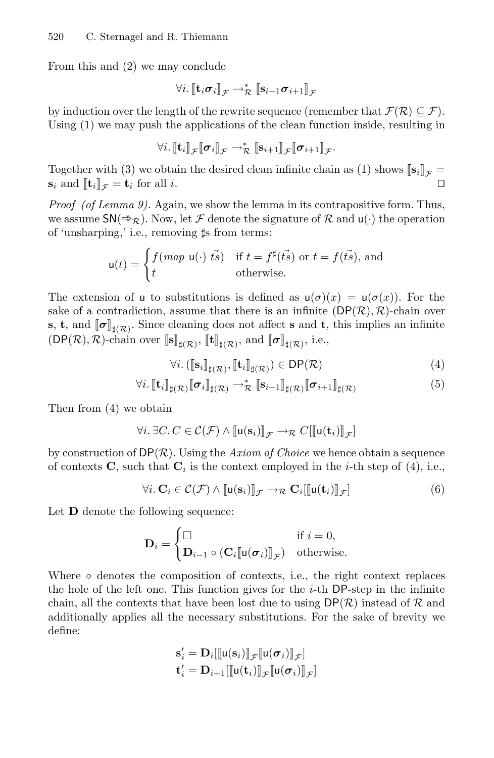From this and (2) we may conclude

$$\forall i.\, [\![\mathbf{t}_i \boldsymbol{\sigma}_i]\!]_{\mathcal{F}} \rightarrow^*_{\mathcal{R}} [\![\mathbf{s}_{i+1} \boldsymbol{\sigma}_{i+1}]\!]_{\mathcal{F}}$$

by induction over the length of the rewrite sequence (remember that $\mathcal{F}(\mathcal{R}) \subseteq \mathcal{F}$). Using (1) we may push the applications of the clean function inside, resulting in

$$\forall i.\, [\![\mathbf{t}_i]\!]_{\mathcal{F}} [\![\boldsymbol{\sigma}_i]\!]_{\mathcal{F}} \rightarrow^*_{\mathcal{R}} [\![\mathbf{s}_{i+1}]\!]_{\mathcal{F}} [\![\boldsymbol{\sigma}_{i+1}]\!]_{\mathcal{F}}.$$

Together with (3) we obtain the desired clean infinite chain as (1) shows $[\![\mathbf{s}_i]\!]_{\mathcal{F}} = \mathbf{s}_i$ and $[\![\mathbf{t}_i]\!]_{\mathcal{F}} = \mathbf{t}_i$ for all $i$. ◻

*Proof (of Lemma 9).* Again, we show the lemma in its contrapositive form. Thus, we assume $\mathsf{SN}(\Rrightarrow_{\mathcal{R}})$. Now, let $\mathcal{F}$ denote the signature of $\mathcal{R}$ and $\mathsf{u}(\cdot)$ the operation of 'unsharping,' i.e., removing ♯s from terms:

$$\mathsf{u}(t) = \begin{cases} f(\mathit{map}\ \mathsf{u}(\cdot)\ \vec{ts}) & \text{if } t = f^\sharp(\vec{ts}) \text{ or } t = f(\vec{ts}) \text{, and} \\ t & \text{otherwise.} \end{cases}$$

The extension of $\mathsf{u}$ to substitutions is defined as $\mathsf{u}(\sigma)(x) = \mathsf{u}(\sigma(x))$. For the sake of a contradiction, assume that there is an infinite $(\mathsf{DP}(\mathcal{R}), \mathcal{R})$-chain over $\mathbf{s}$, $\mathbf{t}$, and $[\![\boldsymbol{\sigma}]\!]_{\sharp(\mathcal{R})}$. Since cleaning does not affect $\mathbf{s}$ and $\mathbf{t}$, this implies an infinite $(\mathsf{DP}(\mathcal{R}), \mathcal{R})$-chain over $[\![\mathbf{s}]\!]_{\sharp(\mathcal{R})}$, $[\![\mathbf{t}]\!]_{\sharp(\mathcal{R})}$, and $[\![\boldsymbol{\sigma}]\!]_{\sharp(\mathcal{R})}$, i.e.,

$$\forall i.\, ([\![\mathbf{s}_i]\!]_{\sharp(\mathcal{R})}, [\![\mathbf{t}_i]\!]_{\sharp(\mathcal{R})}) \in \mathsf{DP}(\mathcal{R}) \tag{4}$$

$$\forall i.\, [\![\mathbf{t}_i]\!]_{\sharp(\mathcal{R})} [\![\boldsymbol{\sigma}_i]\!]_{\sharp(\mathcal{R})} \rightarrow^*_{\mathcal{R}} [\![\mathbf{s}_{i+1}]\!]_{\sharp(\mathcal{R})} [\![\boldsymbol{\sigma}_{i+1}]\!]_{\sharp(\mathcal{R})} \tag{5}$$

Then from (4) we obtain

$$\forall i.\, \exists C.\, C \in \mathcal{C}(\mathcal{F}) \wedge [\![\mathsf{u}(\mathbf{s}_i)]\!]_{\mathcal{F}} \rightarrow_{\mathcal{R}} C[[\![\mathsf{u}(\mathbf{t}_i)]\!]_{\mathcal{F}}]$$

by construction of $\mathsf{DP}(\mathcal{R})$. Using the *Axiom of Choice* we hence obtain a sequence of contexts $\mathbf{C}$, such that $\mathbf{C}_i$ is the context employed in the $i$-th step of (4), i.e.,

$$\forall i.\, \mathbf{C}_i \in \mathcal{C}(\mathcal{F}) \wedge [\![\mathsf{u}(\mathbf{s}_i)]\!]_{\mathcal{F}} \rightarrow_{\mathcal{R}} \mathbf{C}_i[[\![\mathsf{u}(\mathbf{t}_i)]\!]_{\mathcal{F}}] \tag{6}$$

Let $\mathbf{D}$ denote the following sequence:

$$\mathbf{D}_i = \begin{cases} \Box & \text{if } i = 0, \\ \mathbf{D}_{i-1} \circ (\mathbf{C}_i [\![\mathsf{u}(\boldsymbol{\sigma}_i)]\!]_{\mathcal{F}}) & \text{otherwise.} \end{cases}$$

Where $\circ$ denotes the composition of contexts, i.e., the right context replaces the hole of the left one. This function gives for the $i$-th $\mathsf{DP}$-step in the infinite chain, all the contexts that have been lost due to using $\mathsf{DP}(\mathcal{R})$ instead of $\mathcal{R}$ and additionally applies all the necessary substitutions. For the sake of brevity we define:

$$\mathbf{s}'_i = \mathbf{D}_i[[\![\mathsf{u}(\mathbf{s}_i)]\!]_{\mathcal{F}} [\![\mathsf{u}(\boldsymbol{\sigma}_i)]\!]_{\mathcal{F}}]$$
$$\mathbf{t}'_i = \mathbf{D}_{i+1}[[\![\mathsf{u}(\mathbf{t}_i)]\!]_{\mathcal{F}} [\![\mathsf{u}(\boldsymbol{\sigma}_i)]\!]_{\mathcal{F}}]$$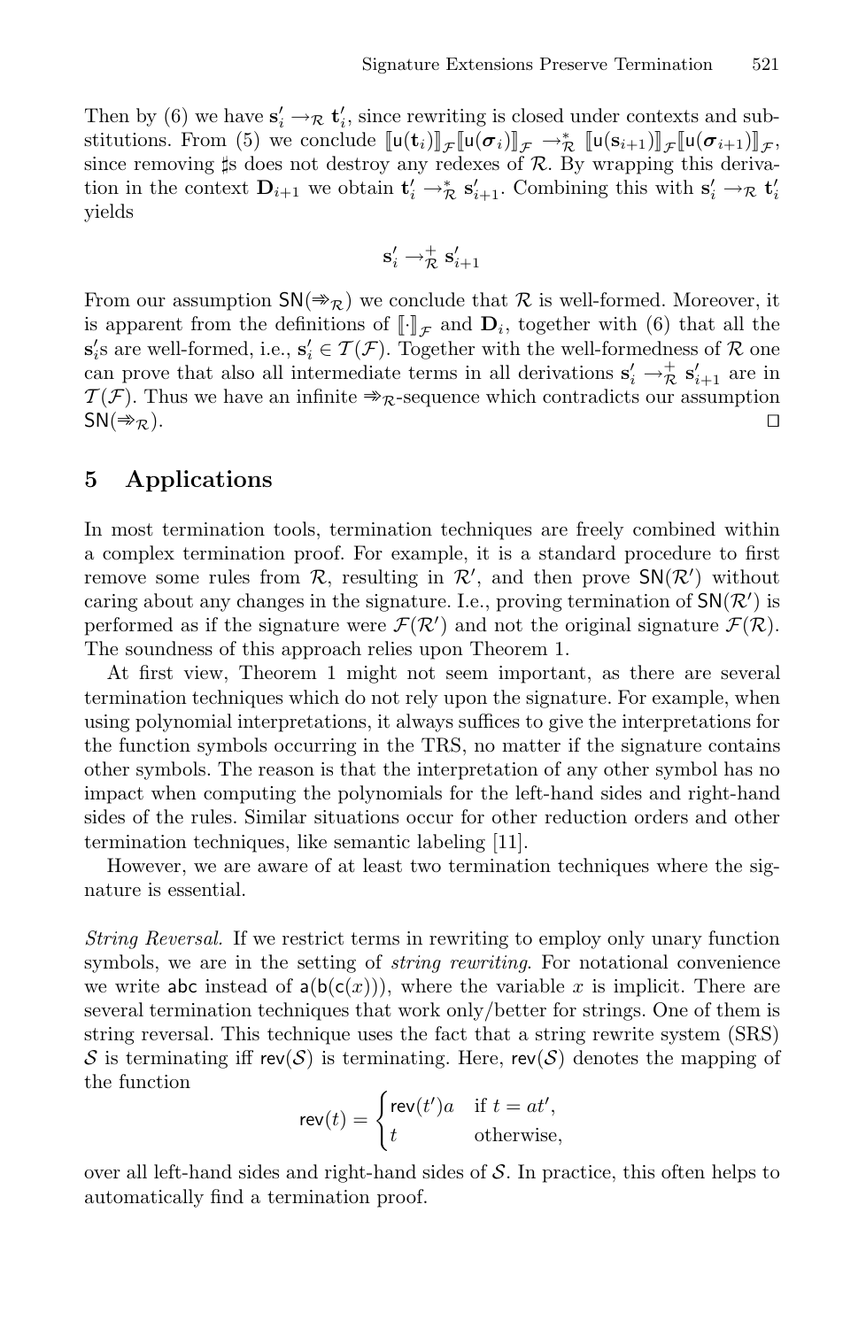Then by (6) we have $\mathbf{s}'_i \to_{\mathcal{R}} \mathbf{t}'_i$, since rewriting is closed under contexts and substitutions. From (5) we conclude $[\![\mathsf{u}(\mathbf{t}_i)]\!]_{\mathcal{F}}[\![\mathsf{u}(\boldsymbol{\sigma}_i)]\!]_{\mathcal{F}} \to^*_{\mathcal{R}} [\![\mathsf{u}(\mathbf{s}_{i+1})]\!]_{\mathcal{F}}[\![\mathsf{u}(\boldsymbol{\sigma}_{i+1})]\!]_{\mathcal{F}}$, since removing $\sharp$s does not destroy any redexes of $\mathcal{R}$. By wrapping this derivation in the context $\mathbf{D}_{i+1}$ we obtain $\mathbf{t}'_i \to^*_{\mathcal{R}} \mathbf{s}'_{i+1}$. Combining this with $\mathbf{s}'_i \to_{\mathcal{R}} \mathbf{t}'_i$ yields

$$\mathbf{s}'_i \to^+_{\mathcal{R}} \mathbf{s}'_{i+1}$$

From our assumption $\mathsf{SN}(\twoheadrightarrow_{\mathcal{R}})$ we conclude that $\mathcal{R}$ is well-formed. Moreover, it is apparent from the definitions of $[\![\cdot]\!]_{\mathcal{F}}$ and $\mathbf{D}_i$, together with (6) that all the $\mathbf{s}'_i$s are well-formed, i.e., $\mathbf{s}'_i \in \mathcal{T}(\mathcal{F})$. Together with the well-formedness of $\mathcal{R}$ one can prove that also all intermediate terms in all derivations $\mathbf{s}'_i \to^+_{\mathcal{R}} \mathbf{s}'_{i+1}$ are in $\mathcal{T}(\mathcal{F})$. Thus we have an infinite $\twoheadrightarrow_{\mathcal{R}}$-sequence which contradicts our assumption $\mathsf{SN}(\twoheadrightarrow_{\mathcal{R}})$. $\square$

## 5 Applications

In most termination tools, termination techniques are freely combined within a complex termination proof. For example, it is a standard procedure to first remove some rules from $\mathcal{R}$, resulting in $\mathcal{R}'$, and then prove $\mathsf{SN}(\mathcal{R}')$ without caring about any changes in the signature. I.e., proving termination of $\mathsf{SN}(\mathcal{R}')$ is performed as if the signature were $\mathcal{F}(\mathcal{R}')$ and not the original signature $\mathcal{F}(\mathcal{R})$. The soundness of this approach relies upon Theorem 1.

At first view, Theorem 1 might not seem important, as there are several termination techniques which do not rely upon the signature. For example, when using polynomial interpretations, it always suffices to give the interpretations for the function symbols occurring in the TRS, no matter if the signature contains other symbols. The reason is that the interpretation of any other symbol has no impact when computing the polynomials for the left-hand sides and right-hand sides of the rules. Similar situations occur for other reduction orders and other termination techniques, like semantic labeling [11].

However, we are aware of at least two termination techniques where the signature is essential.

*String Reversal.* If we restrict terms in rewriting to employ only unary function symbols, we are in the setting of *string rewriting*. For notational convenience we write $\mathsf{abc}$ instead of $\mathsf{a}(\mathsf{b}(\mathsf{c}(x)))$, where the variable $x$ is implicit. There are several termination techniques that work only/better for strings. One of them is string reversal. This technique uses the fact that a string rewrite system (SRS) $\mathcal{S}$ is terminating iff $\mathsf{rev}(\mathcal{S})$ is terminating. Here, $\mathsf{rev}(\mathcal{S})$ denotes the mapping of the function

$$\mathsf{rev}(t) = \begin{cases} \mathsf{rev}(t')a & \text{if } t = at', \\ t & \text{otherwise,} \end{cases}$$

over all left-hand sides and right-hand sides of $\mathcal{S}$. In practice, this often helps to automatically find a termination proof.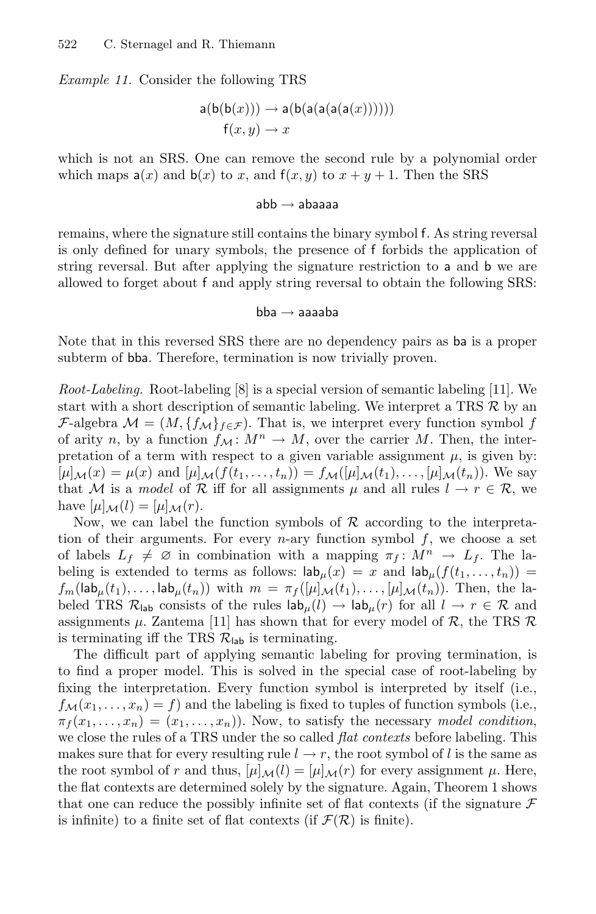*Example 11.* Consider the following TRS

$$\mathsf{a}(\mathsf{b}(\mathsf{b}(x))) \to \mathsf{a}(\mathsf{b}(\mathsf{a}(\mathsf{a}(\mathsf{a}(x)))))$$
$$\mathsf{f}(x, y) \to x$$

which is not an SRS. One can remove the second rule by a polynomial order which maps $\mathsf{a}(x)$ and $\mathsf{b}(x)$ to $x$, and $\mathsf{f}(x, y)$ to $x + y + 1$. Then the SRS

$$\mathsf{abb} \to \mathsf{abaaaa}$$

remains, where the signature still contains the binary symbol $\mathsf{f}$. As string reversal is only defined for unary symbols, the presence of $\mathsf{f}$ forbids the application of string reversal. But after applying the signature restriction to $\mathsf{a}$ and $\mathsf{b}$ we are allowed to forget about $\mathsf{f}$ and apply string reversal to obtain the following SRS:

$$\mathsf{bba} \to \mathsf{aaaaba}$$

Note that in this reversed SRS there are no dependency pairs as $\mathsf{ba}$ is a proper subterm of $\mathsf{bba}$. Therefore, termination is now trivially proven.

*Root-Labeling.* Root-labeling [8] is a special version of semantic labeling [11]. We start with a short description of semantic labeling. We interpret a TRS $\mathcal{R}$ by an $\mathcal{F}$-algebra $\mathcal{M} = (M, \{f_\mathcal{M}\}_{f\in\mathcal{F}})$. That is, we interpret every function symbol $f$ of arity $n$, by a function $f_\mathcal{M} \colon M^n \to M$, over the carrier $M$. Then, the interpretation of a term with respect to a given variable assignment $\mu$, is given by: $[\mu]_\mathcal{M}(x) = \mu(x)$ and $[\mu]_\mathcal{M}(f(t_1, \dots, t_n)) = f_\mathcal{M}([\mu]_\mathcal{M}(t_1), \dots, [\mu]_\mathcal{M}(t_n))$. We say that $\mathcal{M}$ is a *model* of $\mathcal{R}$ iff for all assignments $\mu$ and all rules $l \to r \in \mathcal{R}$, we have $[\mu]_\mathcal{M}(l) = [\mu]_\mathcal{M}(r)$.

Now, we can label the function symbols of $\mathcal{R}$ according to the interpretation of their arguments. For every $n$-ary function symbol $f$, we choose a set of labels $L_f \neq \varnothing$ in combination with a mapping $\pi_f \colon M^n \to L_f$. The labeling is extended to terms as follows: $\mathsf{lab}_\mu(x) = x$ and $\mathsf{lab}_\mu(f(t_1, \dots, t_n)) = f_m(\mathsf{lab}_\mu(t_1), \dots, \mathsf{lab}_\mu(t_n))$ with $m = \pi_f([\mu]_\mathcal{M}(t_1), \dots, [\mu]_\mathcal{M}(t_n))$. Then, the labeled TRS $\mathcal{R}_\mathsf{lab}$ consists of the rules $\mathsf{lab}_\mu(l) \to \mathsf{lab}_\mu(r)$ for all $l \to r \in \mathcal{R}$ and assignments $\mu$. Zantema [11] has shown that for every model of $\mathcal{R}$, the TRS $\mathcal{R}$ is terminating iff the TRS $\mathcal{R}_\mathsf{lab}$ is terminating.

The difficult part of applying semantic labeling for proving termination, is to find a proper model. This is solved in the special case of root-labeling by fixing the interpretation. Every function symbol is interpreted by itself (i.e., $f_\mathcal{M}(x_1, \dots, x_n) = f$) and the labeling is fixed to tuples of function symbols (i.e., $\pi_f(x_1, \dots, x_n) = (x_1, \dots, x_n)$). Now, to satisfy the necessary *model condition*, we close the rules of a TRS under the so called *flat contexts* before labeling. This makes sure that for every resulting rule $l \to r$, the root symbol of $l$ is the same as the root symbol of $r$ and thus, $[\mu]_\mathcal{M}(l) = [\mu]_\mathcal{M}(r)$ for every assignment $\mu$. Here, the flat contexts are determined solely by the signature. Again, Theorem 1 shows that one can reduce the possibly infinite set of flat contexts (if the signature $\mathcal{F}$ is infinite) to a finite set of flat contexts (if $\mathcal{F}(\mathcal{R})$ is finite).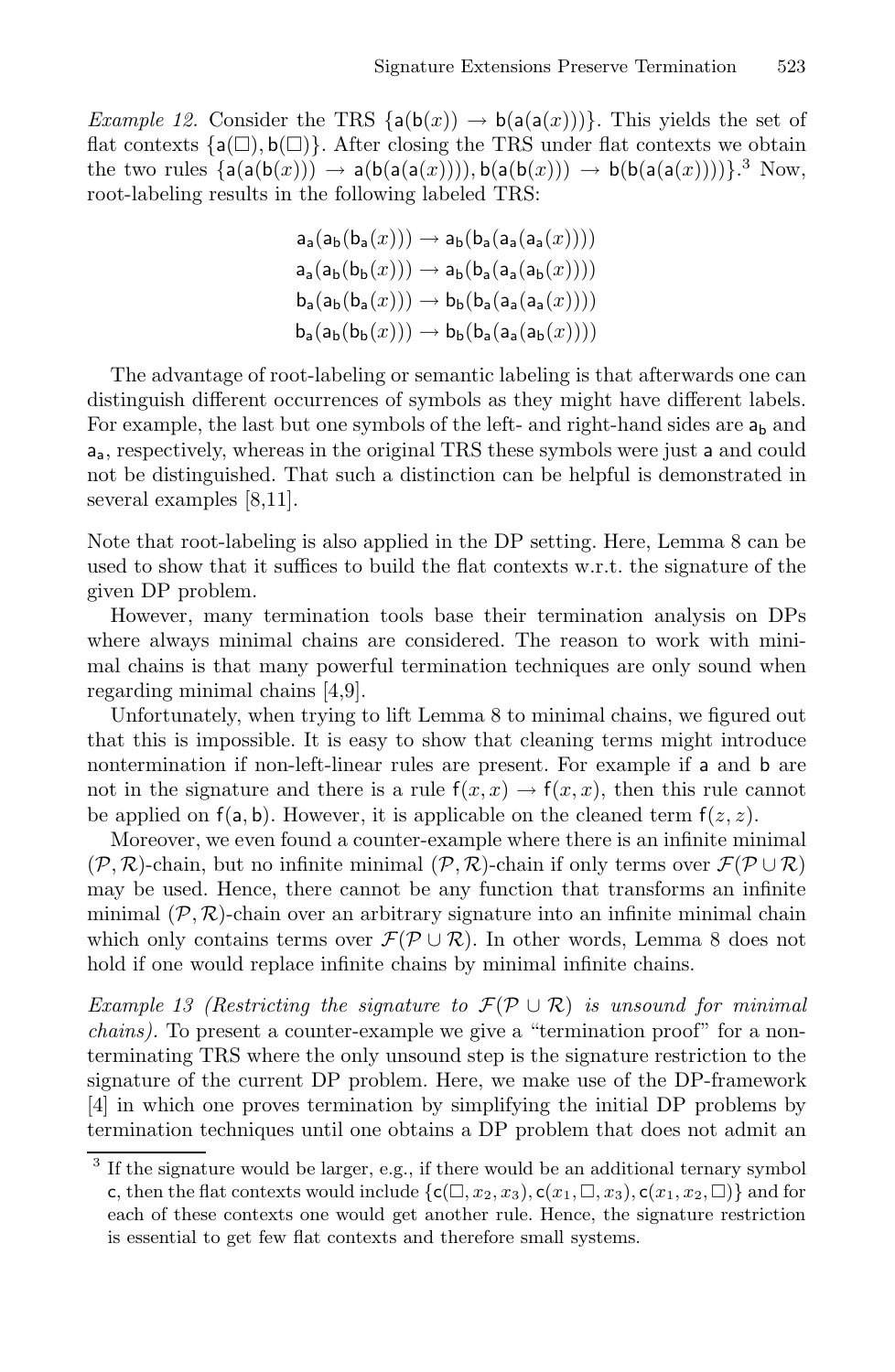*Example 12.* Consider the TRS $\{\mathsf{a}(\mathsf{b}(x)) \to \mathsf{b}(\mathsf{a}(\mathsf{a}(x)))\}$. This yields the set of flat contexts $\{\mathsf{a}(\Box), \mathsf{b}(\Box)\}$. After closing the TRS under flat contexts we obtain the two rules $\{\mathsf{a}(\mathsf{a}(\mathsf{b}(x))) \to \mathsf{a}(\mathsf{b}(\mathsf{a}(\mathsf{a}(x)))), \mathsf{b}(\mathsf{a}(\mathsf{b}(x))) \to \mathsf{b}(\mathsf{b}(\mathsf{a}(\mathsf{a}(x))))\}$.[3] Now, root-labeling results in the following labeled TRS:

$$
\begin{aligned}
\mathsf{a}_\mathsf{a}(\mathsf{a}_\mathsf{b}(\mathsf{b}_\mathsf{a}(x))) &\to \mathsf{a}_\mathsf{b}(\mathsf{b}_\mathsf{a}(\mathsf{a}_\mathsf{a}(\mathsf{a}_\mathsf{a}(x))))\\
\mathsf{a}_\mathsf{a}(\mathsf{a}_\mathsf{b}(\mathsf{b}_\mathsf{b}(x))) &\to \mathsf{a}_\mathsf{b}(\mathsf{b}_\mathsf{a}(\mathsf{a}_\mathsf{a}(\mathsf{a}_\mathsf{b}(x))))\\
\mathsf{b}_\mathsf{a}(\mathsf{a}_\mathsf{b}(\mathsf{b}_\mathsf{a}(x))) &\to \mathsf{b}_\mathsf{b}(\mathsf{b}_\mathsf{a}(\mathsf{a}_\mathsf{a}(\mathsf{a}_\mathsf{a}(x))))\\
\mathsf{b}_\mathsf{a}(\mathsf{a}_\mathsf{b}(\mathsf{b}_\mathsf{b}(x))) &\to \mathsf{b}_\mathsf{b}(\mathsf{b}_\mathsf{a}(\mathsf{a}_\mathsf{a}(\mathsf{a}_\mathsf{b}(x))))
\end{aligned}
$$

The advantage of root-labeling or semantic labeling is that afterwards one can distinguish different occurrences of symbols as they might have different labels. For example, the last but one symbols of the left- and right-hand sides are $\mathsf{a}_\mathsf{b}$ and $\mathsf{a}_\mathsf{a}$, respectively, whereas in the original TRS these symbols were just $\mathsf{a}$ and could not be distinguished. That such a distinction can be helpful is demonstrated in several examples [8,11].

Note that root-labeling is also applied in the DP setting. Here, Lemma 8 can be used to show that it suffices to build the flat contexts w.r.t. the signature of the given DP problem.

However, many termination tools base their termination analysis on DPs where always minimal chains are considered. The reason to work with minimal chains is that many powerful termination techniques are only sound when regarding minimal chains [4,9].

Unfortunately, when trying to lift Lemma 8 to minimal chains, we figured out that this is impossible. It is easy to show that cleaning terms might introduce nontermination if non-left-linear rules are present. For example if $\mathsf{a}$ and $\mathsf{b}$ are not in the signature and there is a rule $\mathsf{f}(x, x) \to \mathsf{f}(x, x)$, then this rule cannot be applied on $\mathsf{f}(\mathsf{a}, \mathsf{b})$. However, it is applicable on the cleaned term $\mathsf{f}(z, z)$.

Moreover, we even found a counter-example where there is an infinite minimal $(\mathcal{P}, \mathcal{R})$-chain, but no infinite minimal $(\mathcal{P}, \mathcal{R})$-chain if only terms over $\mathcal{F}(\mathcal{P} \cup \mathcal{R})$ may be used. Hence, there cannot be any function that transforms an infinite minimal $(\mathcal{P}, \mathcal{R})$-chain over an arbitrary signature into an infinite minimal chain which only contains terms over $\mathcal{F}(\mathcal{P} \cup \mathcal{R})$. In other words, Lemma 8 does not hold if one would replace infinite chains by minimal infinite chains.

*Example 13 (Restricting the signature to $\mathcal{F}(\mathcal{P} \cup \mathcal{R})$ is unsound for minimal chains).* To present a counter-example we give a "termination proof" for a nonterminating TRS where the only unsound step is the signature restriction to the signature of the current DP problem. Here, we make use of the DP-framework [4] in which one proves termination by simplifying the initial DP problems by termination techniques until one obtains a DP problem that does not admit an

[3] If the signature would be larger, e.g., if there would be an additional ternary symbol $\mathsf{c}$, then the flat contexts would include $\{\mathsf{c}(\Box, x_2, x_3), \mathsf{c}(x_1, \Box, x_3), \mathsf{c}(x_1, x_2, \Box)\}$ and for each of these contexts one would get another rule. Hence, the signature restriction is essential to get few flat contexts and therefore small systems.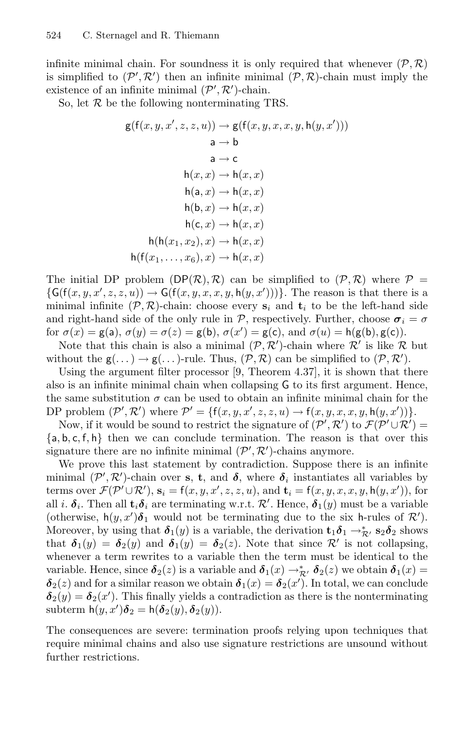infinite minimal chain. For soundness it is only required that whenever $(\mathcal{P}, \mathcal{R})$ is simplified to $(\mathcal{P}', \mathcal{R}')$ then an infinite minimal $(\mathcal{P}, \mathcal{R})$-chain must imply the existence of an infinite minimal $(\mathcal{P}', \mathcal{R}')$-chain.

So, let $\mathcal{R}$ be the following nonterminating TRS.

$$
\begin{aligned}
\mathsf{g}(\mathsf{f}(x, y, x', z, z, u)) &\to \mathsf{g}(\mathsf{f}(x, y, x, x, y, \mathsf{h}(y, x'))) \\
\mathsf{a} &\to \mathsf{b} \\
\mathsf{a} &\to \mathsf{c} \\
\mathsf{h}(x, x) &\to \mathsf{h}(x, x) \\
\mathsf{h}(\mathsf{a}, x) &\to \mathsf{h}(x, x) \\
\mathsf{h}(\mathsf{b}, x) &\to \mathsf{h}(x, x) \\
\mathsf{h}(\mathsf{c}, x) &\to \mathsf{h}(x, x) \\
\mathsf{h}(\mathsf{h}(x_1, x_2), x) &\to \mathsf{h}(x, x) \\
\mathsf{h}(\mathsf{f}(x_1, \ldots, x_6), x) &\to \mathsf{h}(x, x)
\end{aligned}
$$

The initial DP problem $(\mathsf{DP}(\mathcal{R}), \mathcal{R})$ can be simplified to $(\mathcal{P}, \mathcal{R})$ where $\mathcal{P} = \{\mathsf{G}(\mathsf{f}(x, y, x', z, z, u)) \to \mathsf{G}(\mathsf{f}(x, y, x, x, y, \mathsf{h}(y, x')))\}$. The reason is that there is a minimal infinite $(\mathcal{P}, \mathcal{R})$-chain: choose every $\mathbf{s}_i$ and $\mathbf{t}_i$ to be the left-hand side and right-hand side of the only rule in $\mathcal{P}$, respectively. Further, choose $\boldsymbol{\sigma}_i = \sigma$ for $\sigma(x) = \mathsf{g}(\mathsf{a})$, $\sigma(y) = \sigma(z) = \mathsf{g}(\mathsf{b})$, $\sigma(x') = \mathsf{g}(\mathsf{c})$, and $\sigma(u) = \mathsf{h}(\mathsf{g}(\mathsf{b}), \mathsf{g}(\mathsf{c}))$.

Note that this chain is also a minimal $(\mathcal{P}, \mathcal{R}')$-chain where $\mathcal{R}'$ is like $\mathcal{R}$ but without the $\mathsf{g}(\ldots) \to \mathsf{g}(\ldots)$-rule. Thus, $(\mathcal{P}, \mathcal{R})$ can be simplified to $(\mathcal{P}, \mathcal{R}')$.

Using the argument filter processor [9, Theorem 4.37], it is shown that there also is an infinite minimal chain when collapsing $\mathsf{G}$ to its first argument. Hence, the same substitution $\sigma$ can be used to obtain an infinite minimal chain for the DP problem $(\mathcal{P}', \mathcal{R}')$ where $\mathcal{P}' = \{\mathsf{f}(x, y, x', z, z, u) \to \mathsf{f}(x, y, x, x, y, \mathsf{h}(y, x'))\}$.

Now, if it would be sound to restrict the signature of $(\mathcal{P}', \mathcal{R}')$ to $\mathcal{F}(\mathcal{P}' \cup \mathcal{R}') = \{\mathsf{a}, \mathsf{b}, \mathsf{c}, \mathsf{f}, \mathsf{h}\}$ then we can conclude termination. The reason is that over this signature there are no infinite minimal $(\mathcal{P}', \mathcal{R}')$-chains anymore.

We prove this last statement by contradiction. Suppose there is an infinite minimal $(\mathcal{P}', \mathcal{R}')$-chain over $\mathbf{s}$, $\mathbf{t}$, and $\boldsymbol{\delta}$, where $\boldsymbol{\delta}_i$ instantiates all variables by terms over $\mathcal{F}(\mathcal{P}' \cup \mathcal{R}')$, $\mathbf{s}_i = \mathsf{f}(x, y, x', z, z, u)$, and $\mathbf{t}_i = \mathsf{f}(x, y, x, x, y, \mathsf{h}(y, x'))$, for all $i$. $\boldsymbol{\delta}_i$. Then all $\mathbf{t}_i\boldsymbol{\delta}_i$ are terminating w.r.t. $\mathcal{R}'$. Hence, $\boldsymbol{\delta}_1(y)$ must be a variable (otherwise, $\mathsf{h}(y, x')\boldsymbol{\delta}_1$ would not be terminating due to the six $\mathsf{h}$-rules of $\mathcal{R}'$). Moreover, by using that $\boldsymbol{\delta}_1(y)$ is a variable, the derivation $\mathbf{t}_1\boldsymbol{\delta}_1 \to^*_{\mathcal{R}'} \mathbf{s}_2\boldsymbol{\delta}_2$ shows that $\boldsymbol{\delta}_1(y) = \boldsymbol{\delta}_2(y)$ and $\boldsymbol{\delta}_1(y) = \boldsymbol{\delta}_2(z)$. Note that since $\mathcal{R}'$ is not collapsing, whenever a term rewrites to a variable then the term must be identical to the variable. Hence, since $\boldsymbol{\delta}_2(z)$ is a variable and $\boldsymbol{\delta}_1(x) \to^*_{\mathcal{R}'} \boldsymbol{\delta}_2(z)$ we obtain $\boldsymbol{\delta}_1(x) = \boldsymbol{\delta}_2(z)$ and for a similar reason we obtain $\boldsymbol{\delta}_1(x) = \boldsymbol{\delta}_2(x')$. In total, we can conclude $\boldsymbol{\delta}_2(y) = \boldsymbol{\delta}_2(x')$. This finally yields a contradiction as there is the nonterminating subterm $\mathsf{h}(y, x')\boldsymbol{\delta}_2 = \mathsf{h}(\boldsymbol{\delta}_2(y), \boldsymbol{\delta}_2(y))$.

The consequences are severe: termination proofs relying upon techniques that require minimal chains and also use signature restrictions are unsound without further restrictions.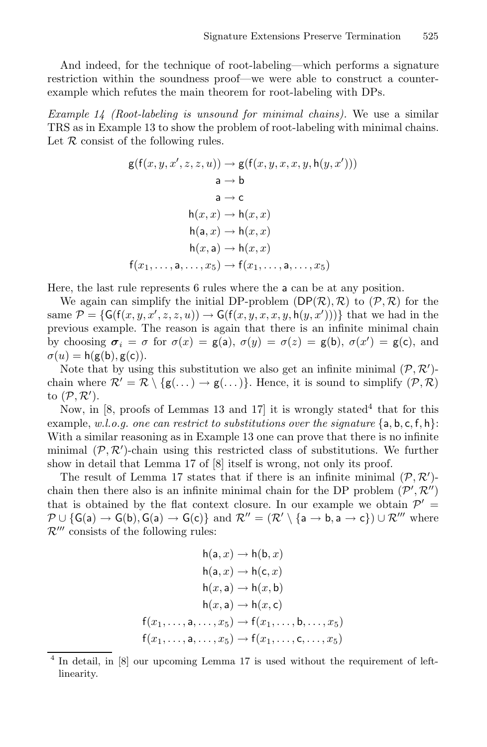And indeed, for the technique of root-labeling—which performs a signature restriction within the soundness proof—we were able to construct a counter-example which refutes the main theorem for root-labeling with DPs.

*Example 14 (Root-labeling is unsound for minimal chains).* We use a similar TRS as in Example 13 to show the problem of root-labeling with minimal chains. Let $\mathcal{R}$ consist of the following rules.

$$
\begin{aligned}
\mathsf{g}(\mathsf{f}(x,y,x',z,z,u)) &\to \mathsf{g}(\mathsf{f}(x,y,x,x,y,\mathsf{h}(y,x'))) \\
\mathsf{a} &\to \mathsf{b} \\
\mathsf{a} &\to \mathsf{c} \\
\mathsf{h}(x,x) &\to \mathsf{h}(x,x) \\
\mathsf{h}(\mathsf{a},x) &\to \mathsf{h}(x,x) \\
\mathsf{h}(x,\mathsf{a}) &\to \mathsf{h}(x,x) \\
\mathsf{f}(x_1,\ldots,\mathsf{a},\ldots,x_5) &\to \mathsf{f}(x_1,\ldots,\mathsf{a},\ldots,x_5)
\end{aligned}
$$

Here, the last rule represents 6 rules where the $\mathsf{a}$ can be at any position.

We again can simplify the initial DP-problem $(\mathsf{DP}(\mathcal{R}),\mathcal{R})$ to $(\mathcal{P},\mathcal{R})$ for the same $\mathcal{P} = \{\mathsf{G}(\mathsf{f}(x,y,x',z,z,u)) \to \mathsf{G}(\mathsf{f}(x,y,x,x,y,\mathsf{h}(y,x')))\}$ that we had in the previous example. The reason is again that there is an infinite minimal chain by choosing $\boldsymbol{\sigma}_i = \sigma$ for $\sigma(x) = \mathsf{g}(\mathsf{a})$, $\sigma(y) = \sigma(z) = \mathsf{g}(\mathsf{b})$, $\sigma(x') = \mathsf{g}(\mathsf{c})$, and $\sigma(u) = \mathsf{h}(\mathsf{g}(\mathsf{b}),\mathsf{g}(\mathsf{c}))$.

Note that by using this substitution we also get an infinite minimal $(\mathcal{P},\mathcal{R}')$-chain where $\mathcal{R}' = \mathcal{R} \setminus \{\mathsf{g}(\ldots) \to \mathsf{g}(\ldots)\}$. Hence, it is sound to simplify $(\mathcal{P},\mathcal{R})$ to $(\mathcal{P},\mathcal{R}')$.

Now, in [8, proofs of Lemmas 13 and 17] it is wrongly stated[4] that for this example, *w.l.o.g. one can restrict to substitutions over the signature* $\{\mathsf{a},\mathsf{b},\mathsf{c},\mathsf{f},\mathsf{h}\}$: With a similar reasoning as in Example 13 one can prove that there is no infinite minimal $(\mathcal{P},\mathcal{R}')$-chain using this restricted class of substitutions. We further show in detail that Lemma 17 of [8] itself is wrong, not only its proof.

The result of Lemma 17 states that if there is an infinite minimal $(\mathcal{P},\mathcal{R}')$-chain then there also is an infinite minimal chain for the DP problem $(\mathcal{P}',\mathcal{R}'')$ that is obtained by the flat context closure. In our example we obtain $\mathcal{P}' = \mathcal{P} \cup \{\mathsf{G}(\mathsf{a}) \to \mathsf{G}(\mathsf{b}), \mathsf{G}(\mathsf{a}) \to \mathsf{G}(\mathsf{c})\}$ and $\mathcal{R}'' = (\mathcal{R}' \setminus \{\mathsf{a} \to \mathsf{b}, \mathsf{a} \to \mathsf{c}\}) \cup \mathcal{R}'''$ where $\mathcal{R}'''$ consists of the following rules:

$$
\begin{aligned}
\mathsf{h}(\mathsf{a},x) &\to \mathsf{h}(\mathsf{b},x) \\
\mathsf{h}(\mathsf{a},x) &\to \mathsf{h}(\mathsf{c},x) \\
\mathsf{h}(x,\mathsf{a}) &\to \mathsf{h}(x,\mathsf{b}) \\
\mathsf{h}(x,\mathsf{a}) &\to \mathsf{h}(x,\mathsf{c}) \\
\mathsf{f}(x_1,\ldots,\mathsf{a},\ldots,x_5) &\to \mathsf{f}(x_1,\ldots,\mathsf{b},\ldots,x_5) \\
\mathsf{f}(x_1,\ldots,\mathsf{a},\ldots,x_5) &\to \mathsf{f}(x_1,\ldots,\mathsf{c},\ldots,x_5)
\end{aligned}
$$

[4] In detail, in [8] our upcoming Lemma 17 is used without the requirement of left-linearity.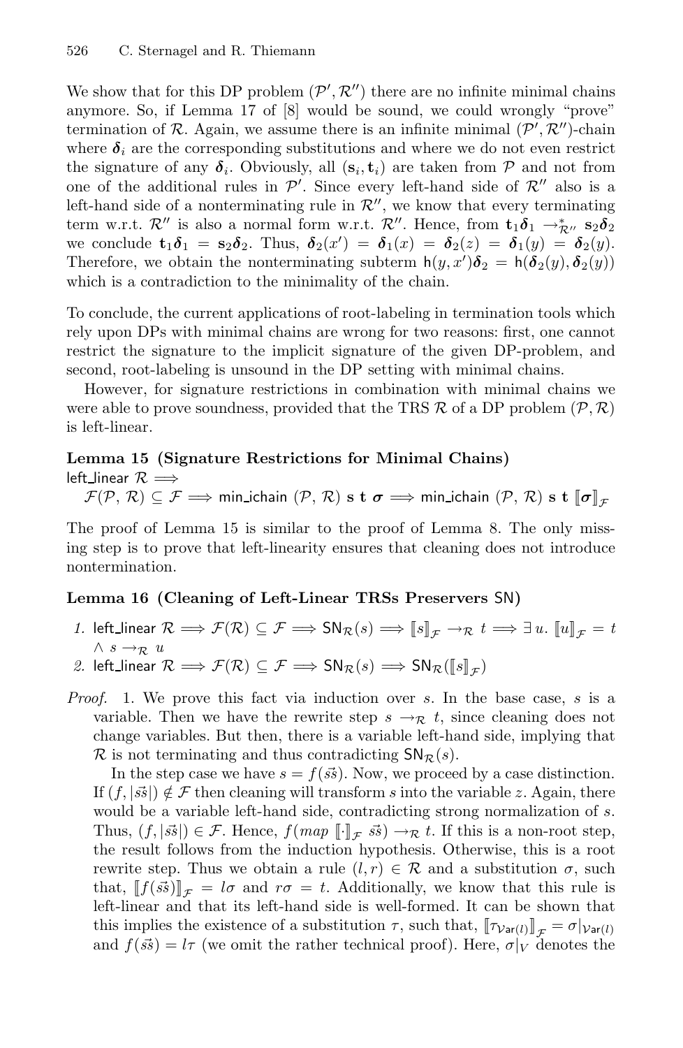We show that for this DP problem $(\mathcal{P}', \mathcal{R}'')$ there are no infinite minimal chains anymore. So, if Lemma 17 of [8] would be sound, we could wrongly "prove" termination of $\mathcal{R}$. Again, we assume there is an infinite minimal $(\mathcal{P}', \mathcal{R}'')$-chain where $\boldsymbol{\delta}_i$ are the corresponding substitutions and where we do not even restrict the signature of any $\boldsymbol{\delta}_i$. Obviously, all $(\mathbf{s}_i, \mathbf{t}_i)$ are taken from $\mathcal{P}$ and not from one of the additional rules in $\mathcal{P}'$. Since every left-hand side of $\mathcal{R}''$ also is a left-hand side of a nonterminating rule in $\mathcal{R}''$, we know that every terminating term w.r.t. $\mathcal{R}''$ is also a normal form w.r.t. $\mathcal{R}''$. Hence, from $\mathbf{t}_1\boldsymbol{\delta}_1 \rightarrow^*_{\mathcal{R}''} \mathbf{s}_2\boldsymbol{\delta}_2$ we conclude $\mathbf{t}_1\boldsymbol{\delta}_1 = \mathbf{s}_2\boldsymbol{\delta}_2$. Thus, $\boldsymbol{\delta}_2(x') = \boldsymbol{\delta}_1(x) = \boldsymbol{\delta}_2(z) = \boldsymbol{\delta}_1(y) = \boldsymbol{\delta}_2(y)$. Therefore, we obtain the nonterminating subterm $\mathsf{h}(y, x')\boldsymbol{\delta}_2 = \mathsf{h}(\boldsymbol{\delta}_2(y), \boldsymbol{\delta}_2(y))$ which is a contradiction to the minimality of the chain.

To conclude, the current applications of root-labeling in termination tools which rely upon DPs with minimal chains are wrong for two reasons: first, one cannot restrict the signature to the implicit signature of the given DP-problem, and second, root-labeling is unsound in the DP setting with minimal chains.

However, for signature restrictions in combination with minimal chains we were able to prove soundness, provided that the TRS $\mathcal{R}$ of a DP problem $(\mathcal{P}, \mathcal{R})$ is left-linear.

**Lemma 15 (Signature Restrictions for Minimal Chains)**
left_linear $\mathcal{R} \Longrightarrow$
$\mathcal{F}(\mathcal{P}, \mathcal{R}) \subseteq \mathcal{F} \Longrightarrow \mathsf{min\_ichain}\ (\mathcal{P}, \mathcal{R})\ \mathbf{s}\ \mathbf{t}\ \boldsymbol{\sigma} \Longrightarrow \mathsf{min\_ichain}\ (\mathcal{P}, \mathcal{R})\ \mathbf{s}\ \mathbf{t}\ [\![\boldsymbol{\sigma}]\!]_{\mathcal{F}}$

The proof of Lemma 15 is similar to the proof of Lemma 8. The only missing step is to prove that left-linearity ensures that cleaning does not introduce nontermination.

**Lemma 16 (Cleaning of Left-Linear TRSs Preservers SN)**

1. left_linear $\mathcal{R} \Longrightarrow \mathcal{F}(\mathcal{R}) \subseteq \mathcal{F} \Longrightarrow \mathsf{SN}_{\mathcal{R}}(s) \Longrightarrow [\![s]\!]_{\mathcal{F}} \rightarrow_{\mathcal{R}} t \Longrightarrow \exists\, u.\ [\![u]\!]_{\mathcal{F}} = t \wedge s \rightarrow_{\mathcal{R}} u$
2. left_linear $\mathcal{R} \Longrightarrow \mathcal{F}(\mathcal{R}) \subseteq \mathcal{F} \Longrightarrow \mathsf{SN}_{\mathcal{R}}(s) \Longrightarrow \mathsf{SN}_{\mathcal{R}}([\![s]\!]_{\mathcal{F}})$

*Proof.* 1. We prove this fact via induction over $s$. In the base case, $s$ is a variable. Then we have the rewrite step $s \rightarrow_{\mathcal{R}} t$, since cleaning does not change variables. But then, there is a variable left-hand side, implying that $\mathcal{R}$ is not terminating and thus contradicting $\mathsf{SN}_{\mathcal{R}}(s)$.

In the step case we have $s = f(\vec{ss})$. Now, we proceed by a case distinction. If $(f, |\vec{ss}|) \notin \mathcal{F}$ then cleaning will transform $s$ into the variable $z$. Again, there would be a variable left-hand side, contradicting strong normalization of $s$. Thus, $(f, |\vec{ss}|) \in \mathcal{F}$. Hence, $f(map\ [\![\cdot]\!]_{\mathcal{F}}\ \vec{ss}) \rightarrow_{\mathcal{R}} t$. If this is a non-root step, the result follows from the induction hypothesis. Otherwise, this is a root rewrite step. Thus we obtain a rule $(l, r) \in \mathcal{R}$ and a substitution $\sigma$, such that, $[\![f(\vec{ss})]\!]_{\mathcal{F}} = l\sigma$ and $r\sigma = t$. Additionally, we know that this rule is left-linear and that its left-hand side is well-formed. It can be shown that this implies the existence of a substitution $\tau$, such that, $[\![\tau_{\mathcal{V}\mathsf{ar}(l)}]\!]_{\mathcal{F}} = \sigma|_{\mathcal{V}\mathsf{ar}(l)}$ and $f(\vec{ss}) = l\tau$ (we omit the rather technical proof). Here, $\sigma|_V$ denotes the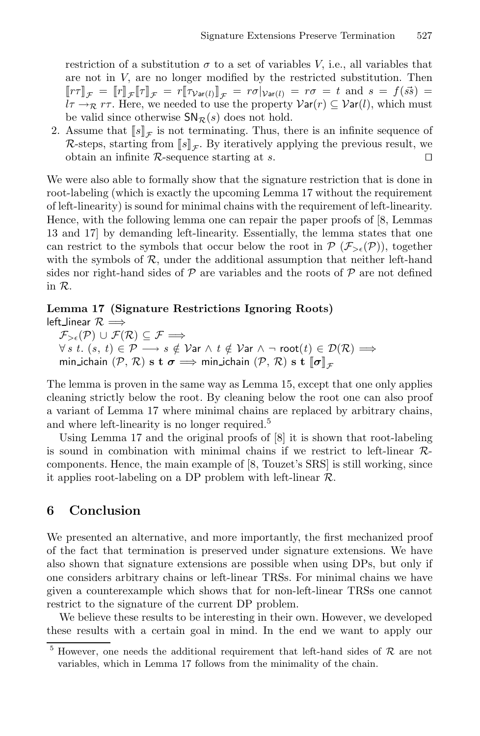restriction of a substitution $\sigma$ to a set of variables $V$, i.e., all variables that are not in $V$, are no longer modified by the restricted substitution. Then $[\![r\tau]\!]_{\mathcal{F}} = [\![r]\!]_{\mathcal{F}}[\![\tau]\!]_{\mathcal{F}} = r[\![\tau_{\mathcal{V}\mathsf{ar}(l)}]\!]_{\mathcal{F}} = r\sigma|_{\mathcal{V}\mathsf{ar}(l)} = r\sigma = t$ and $s = f(\vec{ss}) = l\tau \rightarrow_{\mathcal{R}} r\tau$. Here, we needed to use the property $\mathcal{V}\mathsf{ar}(r) \subseteq \mathcal{V}\mathsf{ar}(l)$, which must be valid since otherwise $\mathsf{SN}_{\mathcal{R}}(s)$ does not hold.

2. Assume that $[\![s]\!]_{\mathcal{F}}$ is not terminating. Thus, there is an infinite sequence of $\mathcal{R}$-steps, starting from $[\![s]\!]_{\mathcal{F}}$. By iteratively applying the previous result, we obtain an infinite $\mathcal{R}$-sequence starting at $s$. ◻

We were also able to formally show that the signature restriction that is done in root-labeling (which is exactly the upcoming Lemma 17 without the requirement of left-linearity) is sound for minimal chains with the requirement of left-linearity. Hence, with the following lemma one can repair the paper proofs of [8, Lemmas 13 and 17] by demanding left-linearity. Essentially, the lemma states that one can restrict to the symbols that occur below the root in $\mathcal{P}$ ($\mathcal{F}_{>\epsilon}(\mathcal{P})$), together with the symbols of $\mathcal{R}$, under the additional assumption that neither left-hand sides nor right-hand sides of $\mathcal{P}$ are variables and the roots of $\mathcal{P}$ are not defined in $\mathcal{R}$.

**Lemma 17 (Signature Restrictions Ignoring Roots)**
$\mathsf{left\_linear}\ \mathcal{R} \Longrightarrow$
$\quad \mathcal{F}_{>\epsilon}(\mathcal{P}) \cup \mathcal{F}(\mathcal{R}) \subseteq \mathcal{F} \Longrightarrow$
$\quad \forall\, s\ t.\ (s,\, t) \in \mathcal{P} \longrightarrow s \notin \mathcal{V}\mathsf{ar} \wedge t \notin \mathcal{V}\mathsf{ar} \wedge \neg\ \mathsf{root}(t) \in \mathcal{D}(\mathcal{R}) \Longrightarrow$
$\quad \mathsf{min\_ichain}\ (\mathcal{P},\, \mathcal{R})\ \mathbf{s}\ \mathbf{t}\ \boldsymbol{\sigma} \Longrightarrow \mathsf{min\_ichain}\ (\mathcal{P},\, \mathcal{R})\ \mathbf{s}\ \mathbf{t}\ [\![\boldsymbol{\sigma}]\!]_{\mathcal{F}}$

The lemma is proven in the same way as Lemma 15, except that one only applies cleaning strictly below the root. By cleaning below the root one can also proof a variant of Lemma 17 where minimal chains are replaced by arbitrary chains, and where left-linearity is no longer required.[5]

Using Lemma 17 and the original proofs of [8] it is shown that root-labeling is sound in combination with minimal chains if we restrict to left-linear $\mathcal{R}$-components. Hence, the main example of [8, Touzet's SRS] is still working, since it applies root-labeling on a DP problem with left-linear $\mathcal{R}$.

## 6 Conclusion

We presented an alternative, and more importantly, the first mechanized proof of the fact that termination is preserved under signature extensions. We have also shown that signature extensions are possible when using DPs, but only if one considers arbitrary chains or left-linear TRSs. For minimal chains we have given a counterexample which shows that for non-left-linear TRSs one cannot restrict to the signature of the current DP problem.

We believe these results to be interesting in their own. However, we developed these results with a certain goal in mind. In the end we want to apply our

[5] However, one needs the additional requirement that left-hand sides of $\mathcal{R}$ are not variables, which in Lemma 17 follows from the minimality of the chain.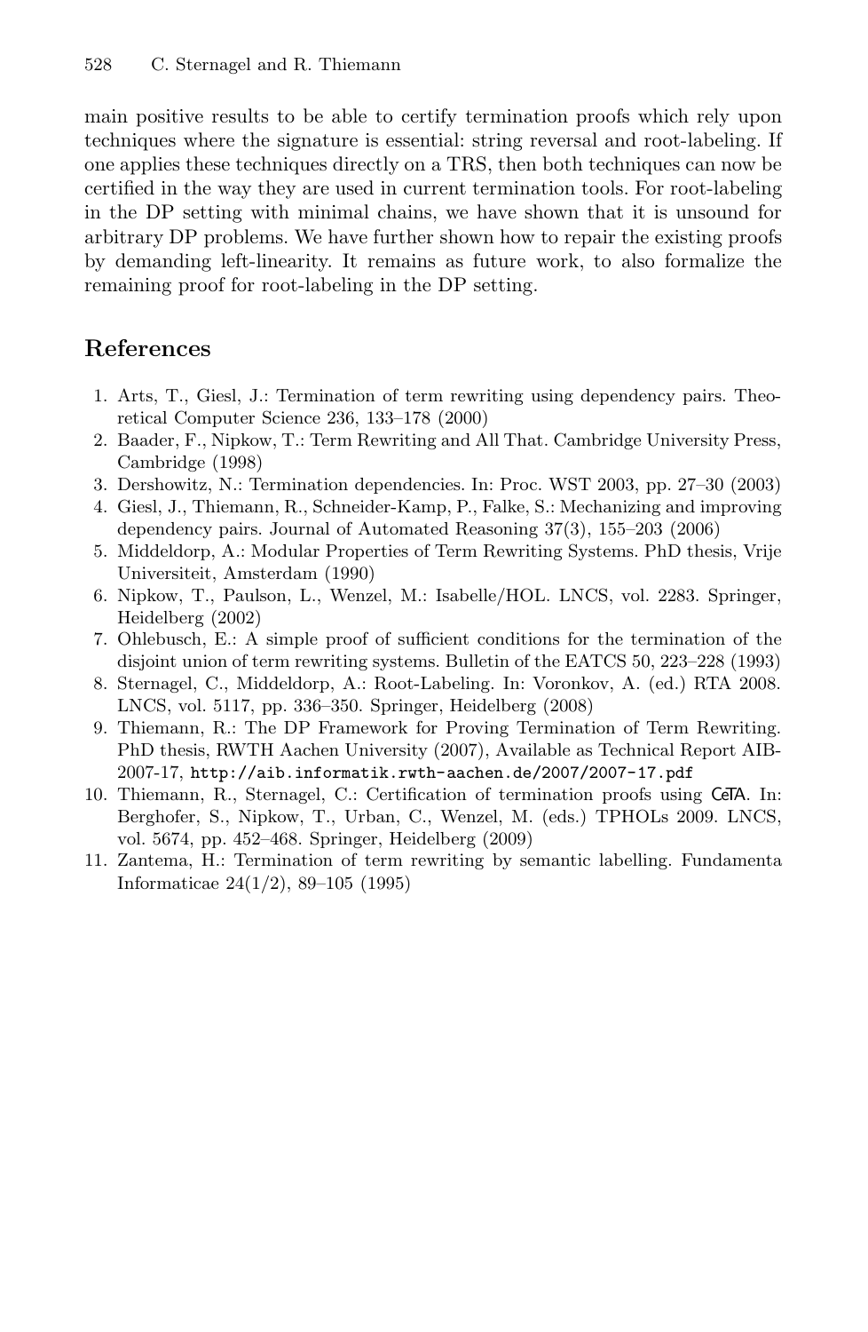main positive results to be able to certify termination proofs which rely upon techniques where the signature is essential: string reversal and root-labeling. If one applies these techniques directly on a TRS, then both techniques can now be certified in the way they are used in current termination tools. For root-labeling in the DP setting with minimal chains, we have shown that it is unsound for arbitrary DP problems. We have further shown how to repair the existing proofs by demanding left-linearity. It remains as future work, to also formalize the remaining proof for root-labeling in the DP setting.

## References

1. Arts, T., Giesl, J.: Termination of term rewriting using dependency pairs. Theoretical Computer Science 236, 133–178 (2000)
2. Baader, F., Nipkow, T.: Term Rewriting and All That. Cambridge University Press, Cambridge (1998)
3. Dershowitz, N.: Termination dependencies. In: Proc. WST 2003, pp. 27–30 (2003)
4. Giesl, J., Thiemann, R., Schneider-Kamp, P., Falke, S.: Mechanizing and improving dependency pairs. Journal of Automated Reasoning 37(3), 155–203 (2006)
5. Middeldorp, A.: Modular Properties of Term Rewriting Systems. PhD thesis, Vrije Universiteit, Amsterdam (1990)
6. Nipkow, T., Paulson, L., Wenzel, M.: Isabelle/HOL. LNCS, vol. 2283. Springer, Heidelberg (2002)
7. Ohlebusch, E.: A simple proof of sufficient conditions for the termination of the disjoint union of term rewriting systems. Bulletin of the EATCS 50, 223–228 (1993)
8. Sternagel, C., Middeldorp, A.: Root-Labeling. In: Voronkov, A. (ed.) RTA 2008. LNCS, vol. 5117, pp. 336–350. Springer, Heidelberg (2008)
9. Thiemann, R.: The DP Framework for Proving Termination of Term Rewriting. PhD thesis, RWTH Aachen University (2007), Available as Technical Report AIB-2007-17, `http://aib.informatik.rwth-aachen.de/2007/2007-17.pdf`
10. Thiemann, R., Sternagel, C.: Certification of termination proofs using CeTA. In: Berghofer, S., Nipkow, T., Urban, C., Wenzel, M. (eds.) TPHOLs 2009. LNCS, vol. 5674, pp. 452–468. Springer, Heidelberg (2009)
11. Zantema, H.: Termination of term rewriting by semantic labelling. Fundamenta Informaticae 24(1/2), 89–105 (1995)